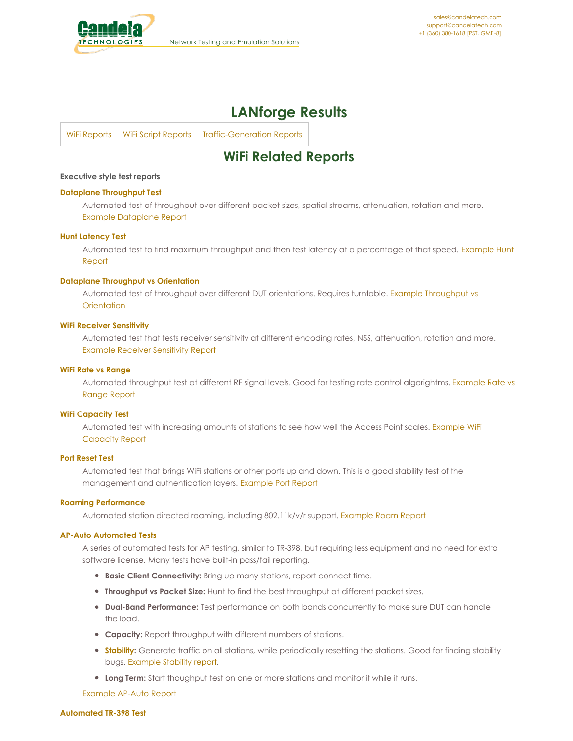# LANforge Results

WiFi Reports    WiFi Script Reports    Traffic-Generation Reports

## WiFi Related Reports

**Executive style test reports**

**Dataplane Throughput Test**

Automated test of throughput over different packet sizes, spatial streams, attenuation, rotation and more. Example Dataplane Report

**Hunt Latency Test**

Automated test to find maximum throughput and then test latency at a percentage of that speed. Example Hunt Report

**Dataplane Throughput vs Orientation**

Automated test of throughput over different DUT orientations. Requires turntable. Example Throughput vs Orientation

**WiFi Receiver Sensitivity**

Automated test that tests receiver sensitivity at different encoding rates, NSS, attenuation, rotation and more. Example Receiver Sensitivity Report

**WiFi Rate vs Range**

Automated throughput test at different RF signal levels. Good for testing rate control algorightms. Example Rate vs Range Report

**WiFi Capacity Test**

Automated test with increasing amounts of stations to see how well the Access Point scales. Example WiFi Capacity Report

**Port Reset Test**

Automated test that brings WiFi stations or other ports up and down. This is a good stability test of the management and authentication layers. Example Port Report

**Roaming Performance**

Automated station directed roaming, including 802.11k/v/r support. Example Roam Report

**AP-Auto Automated Tests**

A series of automated tests for AP testing, similar to TR-398, but requiring less equipment and no need for extra software license. Many tests have built-in pass/fail reporting.

- **Basic Client Connectivity:** Bring up many stations, report connect time.
- **Throughput vs Packet Size:** Hunt to find the best throughput at different packet sizes.
- **Dual-Band Performance:** Test performance on both bands concurrently to make sure DUT can handle the load.
- **Capacity:** Report throughput with different numbers of stations.
- **Stability:** Generate traffic on all stations, while periodically resetting the stations. Good for finding stability bugs. Example Stability report.
- **Long Term:** Start thoughput test on one or more stations and monitor it while it runs.

Example AP-Auto Report

**Automated TR-398 Test**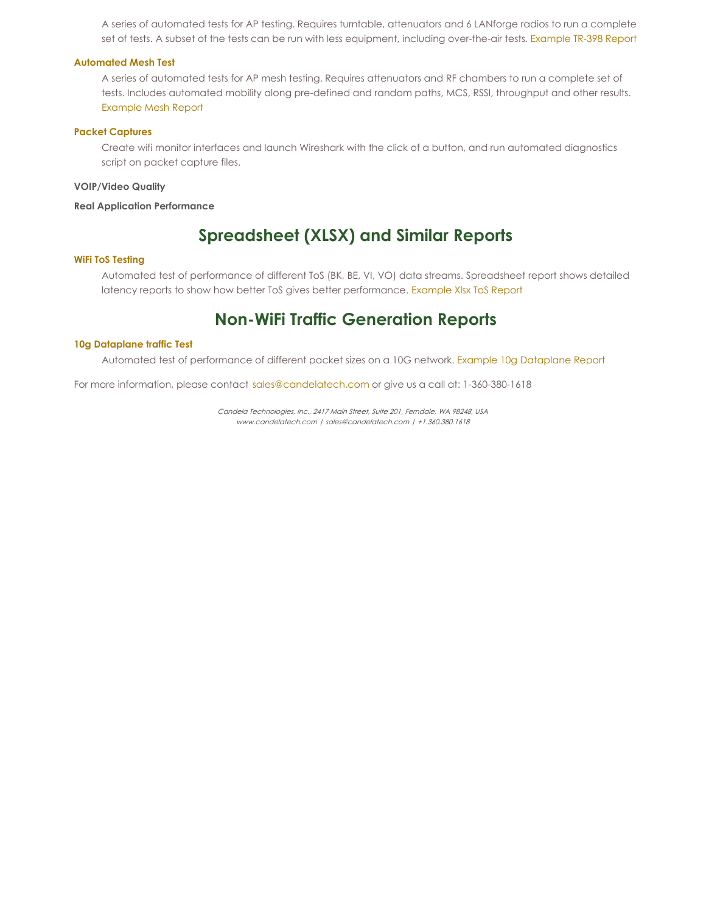A series of automated tests for AP testing. Requires turntable, attenuators and 6 LANforge radios to run a complete set of tests. A subset of the tests can be run with less equipment, including over-the-air tests. Example TR-398 Report

**Automated Mesh Test**

A series of automated tests for AP mesh testing. Requires attenuators and RF chambers to run a complete set of tests. Includes automated mobility along pre-defined and random paths, MCS, RSSI, throughput and other results. Example Mesh Report

**Packet Captures**

Create wifi monitor interfaces and launch Wireshark with the click of a button, and run automated diagnostics script on packet capture files.

**VOIP/Video Quality**

**Real Application Performance**

## Spreadsheet (XLSX) and Similar Reports

**WiFi ToS Testing**

Automated test of performance of different ToS (BK, BE, VI, VO) data streams. Spreadsheet report shows detailed latency reports to show how better ToS gives better performance. Example Xlsx ToS Report

## Non-WiFi Traffic Generation Reports

**10g Dataplane traffic Test**

Automated test of performance of different packet sizes on a 10G network. Example 10g Dataplane Report

For more information, please contact sales@candelatech.com or give us a call at: 1-360-380-1618

*Candela Technologies, Inc., 2417 Main Street, Suite 201, Ferndale, WA 98248, USA*
*www.candelatech.com | sales@candelatech.com | +1.360.380.1618*